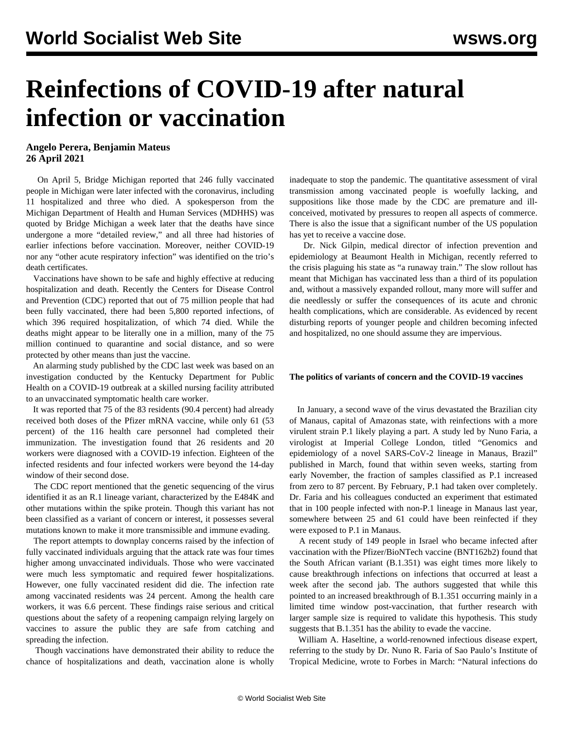# Reinfections of COVID-19 after natural infection or vaccination

**Angelo Perera, Benjamin Mateus**
**26 April 2021**

On April 5, Bridge Michigan reported that 246 fully vaccinated people in Michigan were later infected with the coronavirus, including 11 hospitalized and three who died. A spokesperson from the Michigan Department of Health and Human Services (MDHHS) was quoted by Bridge Michigan a week later that the deaths have since undergone a more "detailed review," and all three had histories of earlier infections before vaccination. Moreover, neither COVID-19 nor any "other acute respiratory infection" was identified on the trio's death certificates.

Vaccinations have shown to be safe and highly effective at reducing hospitalization and death. Recently the Centers for Disease Control and Prevention (CDC) reported that out of 75 million people that had been fully vaccinated, there had been 5,800 reported infections, of which 396 required hospitalization, of which 74 died. While the deaths might appear to be literally one in a million, many of the 75 million continued to quarantine and social distance, and so were protected by other means than just the vaccine.

An alarming study published by the CDC last week was based on an investigation conducted by the Kentucky Department for Public Health on a COVID-19 outbreak at a skilled nursing facility attributed to an unvaccinated symptomatic health care worker.

It was reported that 75 of the 83 residents (90.4 percent) had already received both doses of the Pfizer mRNA vaccine, while only 61 (53 percent) of the 116 health care personnel had completed their immunization. The investigation found that 26 residents and 20 workers were diagnosed with a COVID-19 infection. Eighteen of the infected residents and four infected workers were beyond the 14-day window of their second dose.

The CDC report mentioned that the genetic sequencing of the virus identified it as an R.1 lineage variant, characterized by the E484K and other mutations within the spike protein. Though this variant has not been classified as a variant of concern or interest, it possesses several mutations known to make it more transmissible and immune evading.

The report attempts to downplay concerns raised by the infection of fully vaccinated individuals arguing that the attack rate was four times higher among unvaccinated individuals. Those who were vaccinated were much less symptomatic and required fewer hospitalizations. However, one fully vaccinated resident did die. The infection rate among vaccinated residents was 24 percent. Among the health care workers, it was 6.6 percent. These findings raise serious and critical questions about the safety of a reopening campaign relying largely on vaccines to assure the public they are safe from catching and spreading the infection.

Though vaccinations have demonstrated their ability to reduce the chance of hospitalizations and death, vaccination alone is wholly inadequate to stop the pandemic. The quantitative assessment of viral transmission among vaccinated people is woefully lacking, and suppositions like those made by the CDC are premature and ill-conceived, motivated by pressures to reopen all aspects of commerce. There is also the issue that a significant number of the US population has yet to receive a vaccine dose.

Dr. Nick Gilpin, medical director of infection prevention and epidemiology at Beaumont Health in Michigan, recently referred to the crisis plaguing his state as "a runaway train." The slow rollout has meant that Michigan has vaccinated less than a third of its population and, without a massively expanded rollout, many more will suffer and die needlessly or suffer the consequences of its acute and chronic health complications, which are considerable. As evidenced by recent disturbing reports of younger people and children becoming infected and hospitalized, no one should assume they are impervious.

**The politics of variants of concern and the COVID-19 vaccines**

In January, a second wave of the virus devastated the Brazilian city of Manaus, capital of Amazonas state, with reinfections with a more virulent strain P.1 likely playing a part. A study led by Nuno Faria, a virologist at Imperial College London, titled "Genomics and epidemiology of a novel SARS-CoV-2 lineage in Manaus, Brazil" published in March, found that within seven weeks, starting from early November, the fraction of samples classified as P.1 increased from zero to 87 percent. By February, P.1 had taken over completely. Dr. Faria and his colleagues conducted an experiment that estimated that in 100 people infected with non-P.1 lineage in Manaus last year, somewhere between 25 and 61 could have been reinfected if they were exposed to P.1 in Manaus.

A recent study of 149 people in Israel who became infected after vaccination with the Pfizer/BioNTech vaccine (BNT162b2) found that the South African variant (B.1.351) was eight times more likely to cause breakthrough infections on infections that occurred at least a week after the second jab. The authors suggested that while this pointed to an increased breakthrough of B.1.351 occurring mainly in a limited time window post-vaccination, that further research with larger sample size is required to validate this hypothesis. This study suggests that B.1.351 has the ability to evade the vaccine.

William A. Haseltine, a world-renowned infectious disease expert, referring to the study by Dr. Nuno R. Faria of Sao Paulo's Institute of Tropical Medicine, wrote to Forbes in March: "Natural infections do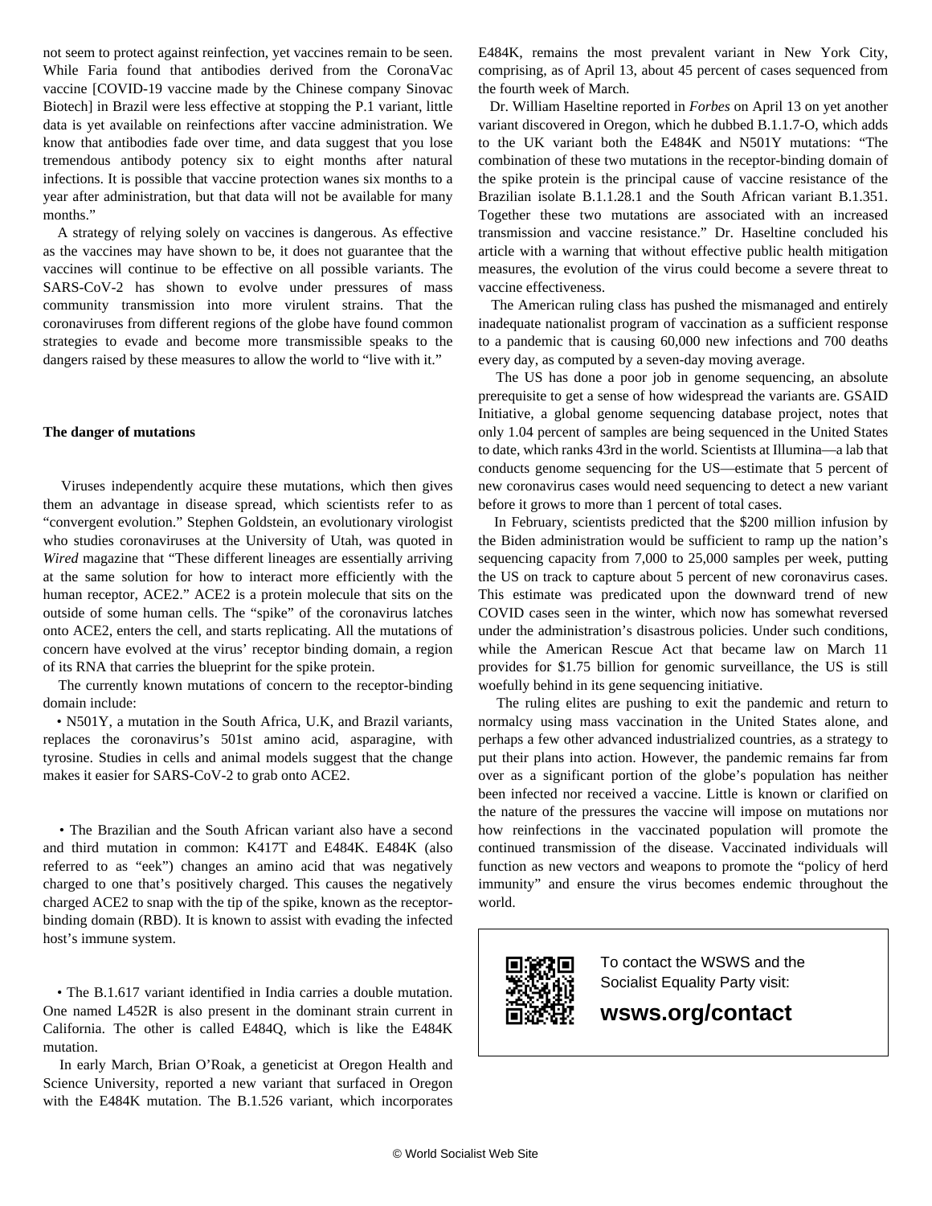not seem to protect against reinfection, yet vaccines remain to be seen. While Faria found that antibodies derived from the CoronaVac vaccine [COVID-19 vaccine made by the Chinese company Sinovac Biotech] in Brazil were less effective at stopping the P.1 variant, little data is yet available on reinfections after vaccine administration. We know that antibodies fade over time, and data suggest that you lose tremendous antibody potency six to eight months after natural infections. It is possible that vaccine protection wanes six months to a year after administration, but that data will not be available for many months."

A strategy of relying solely on vaccines is dangerous. As effective as the vaccines may have shown to be, it does not guarantee that the vaccines will continue to be effective on all possible variants. The SARS-CoV-2 has shown to evolve under pressures of mass community transmission into more virulent strains. That the coronaviruses from different regions of the globe have found common strategies to evade and become more transmissible speaks to the dangers raised by these measures to allow the world to "live with it."

**The danger of mutations**

Viruses independently acquire these mutations, which then gives them an advantage in disease spread, which scientists refer to as "convergent evolution." Stephen Goldstein, an evolutionary virologist who studies coronaviruses at the University of Utah, was quoted in *Wired* magazine that "These different lineages are essentially arriving at the same solution for how to interact more efficiently with the human receptor, ACE2." ACE2 is a protein molecule that sits on the outside of some human cells. The "spike" of the coronavirus latches onto ACE2, enters the cell, and starts replicating. All the mutations of concern have evolved at the virus' receptor binding domain, a region of its RNA that carries the blueprint for the spike protein.

The currently known mutations of concern to the receptor-binding domain include:

• N501Y, a mutation in the South Africa, U.K, and Brazil variants, replaces the coronavirus's 501st amino acid, asparagine, with tyrosine. Studies in cells and animal models suggest that the change makes it easier for SARS-CoV-2 to grab onto ACE2.

• The Brazilian and the South African variant also have a second and third mutation in common: K417T and E484K. E484K (also referred to as "eek") changes an amino acid that was negatively charged to one that's positively charged. This causes the negatively charged ACE2 to snap with the tip of the spike, known as the receptor-binding domain (RBD). It is known to assist with evading the infected host's immune system.

• The B.1.617 variant identified in India carries a double mutation. One named L452R is also present in the dominant strain current in California. The other is called E484Q, which is like the E484K mutation.

In early March, Brian O'Roak, a geneticist at Oregon Health and Science University, reported a new variant that surfaced in Oregon with the E484K mutation. The B.1.526 variant, which incorporates E484K, remains the most prevalent variant in New York City, comprising, as of April 13, about 45 percent of cases sequenced from the fourth week of March.

Dr. William Haseltine reported in *Forbes* on April 13 on yet another variant discovered in Oregon, which he dubbed B.1.1.7-O, which adds to the UK variant both the E484K and N501Y mutations: "The combination of these two mutations in the receptor-binding domain of the spike protein is the principal cause of vaccine resistance of the Brazilian isolate B.1.1.28.1 and the South African variant B.1.351. Together these two mutations are associated with an increased transmission and vaccine resistance." Dr. Haseltine concluded his article with a warning that without effective public health mitigation measures, the evolution of the virus could become a severe threat to vaccine effectiveness.

The American ruling class has pushed the mismanaged and entirely inadequate nationalist program of vaccination as a sufficient response to a pandemic that is causing 60,000 new infections and 700 deaths every day, as computed by a seven-day moving average.

The US has done a poor job in genome sequencing, an absolute prerequisite to get a sense of how widespread the variants are. GSAID Initiative, a global genome sequencing database project, notes that only 1.04 percent of samples are being sequenced in the United States to date, which ranks 43rd in the world. Scientists at Illumina—a lab that conducts genome sequencing for the US—estimate that 5 percent of new coronavirus cases would need sequencing to detect a new variant before it grows to more than 1 percent of total cases.

In February, scientists predicted that the $200 million infusion by the Biden administration would be sufficient to ramp up the nation's sequencing capacity from 7,000 to 25,000 samples per week, putting the US on track to capture about 5 percent of new coronavirus cases. This estimate was predicated upon the downward trend of new COVID cases seen in the winter, which now has somewhat reversed under the administration's disastrous policies. Under such conditions, while the American Rescue Act that became law on March 11 provides for $1.75 billion for genomic surveillance, the US is still woefully behind in its gene sequencing initiative.

The ruling elites are pushing to exit the pandemic and return to normalcy using mass vaccination in the United States alone, and perhaps a few other advanced industrialized countries, as a strategy to put their plans into action. However, the pandemic remains far from over as a significant portion of the globe's population has neither been infected nor received a vaccine. Little is known or clarified on the nature of the pressures the vaccine will impose on mutations nor how reinfections in the vaccinated population will promote the continued transmission of the disease. Vaccinated individuals will function as new vectors and weapons to promote the "policy of herd immunity" and ensure the virus becomes endemic throughout the world.

To contact the WSWS and the Socialist Equality Party visit:

**wsws.org/contact**